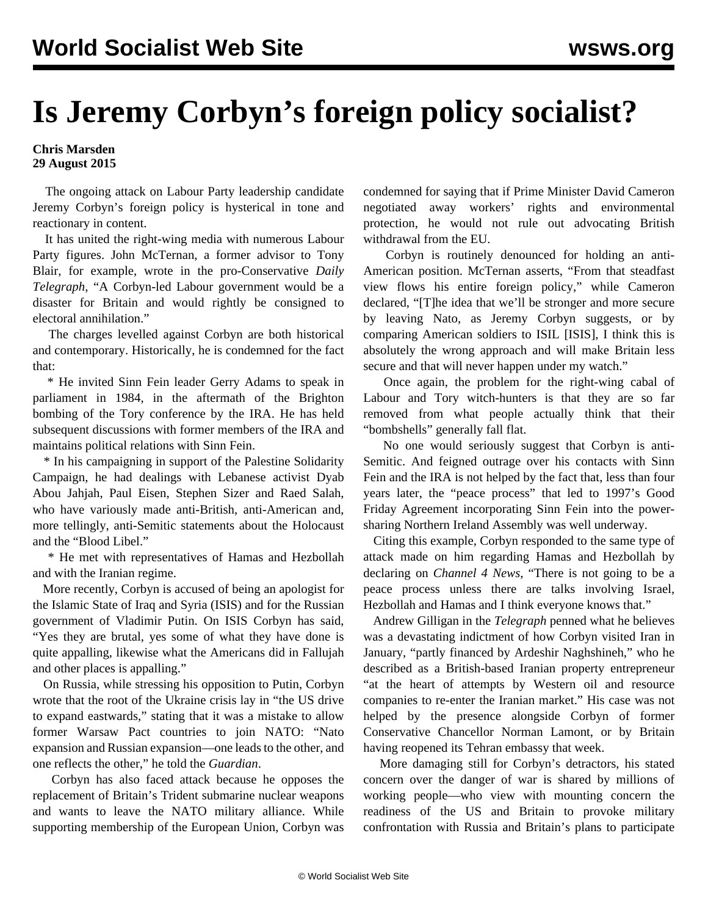# Is Jeremy Corbyn's foreign policy socialist?

**Chris Marsden**
**29 August 2015**

The ongoing attack on Labour Party leadership candidate Jeremy Corbyn's foreign policy is hysterical in tone and reactionary in content.

It has united the right-wing media with numerous Labour Party figures. John McTernan, a former advisor to Tony Blair, for example, wrote in the pro-Conservative *Daily Telegraph*, "A Corbyn-led Labour government would be a disaster for Britain and would rightly be consigned to electoral annihilation."

The charges levelled against Corbyn are both historical and contemporary. Historically, he is condemned for the fact that:

* He invited Sinn Fein leader Gerry Adams to speak in parliament in 1984, in the aftermath of the Brighton bombing of the Tory conference by the IRA. He has held subsequent discussions with former members of the IRA and maintains political relations with Sinn Fein.

* In his campaigning in support of the Palestine Solidarity Campaign, he had dealings with Lebanese activist Dyab Abou Jahjah, Paul Eisen, Stephen Sizer and Raed Salah, who have variously made anti-British, anti-American and, more tellingly, anti-Semitic statements about the Holocaust and the "Blood Libel."

* He met with representatives of Hamas and Hezbollah and with the Iranian regime.

More recently, Corbyn is accused of being an apologist for the Islamic State of Iraq and Syria (ISIS) and for the Russian government of Vladimir Putin. On ISIS Corbyn has said, "Yes they are brutal, yes some of what they have done is quite appalling, likewise what the Americans did in Fallujah and other places is appalling."

On Russia, while stressing his opposition to Putin, Corbyn wrote that the root of the Ukraine crisis lay in "the US drive to expand eastwards," stating that it was a mistake to allow former Warsaw Pact countries to join NATO: "Nato expansion and Russian expansion—one leads to the other, and one reflects the other," he told the *Guardian*.

Corbyn has also faced attack because he opposes the replacement of Britain's Trident submarine nuclear weapons and wants to leave the NATO military alliance. While supporting membership of the European Union, Corbyn was condemned for saying that if Prime Minister David Cameron negotiated away workers' rights and environmental protection, he would not rule out advocating British withdrawal from the EU.

Corbyn is routinely denounced for holding an anti-American position. McTernan asserts, "From that steadfast view flows his entire foreign policy," while Cameron declared, "[T]he idea that we'll be stronger and more secure by leaving Nato, as Jeremy Corbyn suggests, or by comparing American soldiers to ISIL [ISIS], I think this is absolutely the wrong approach and will make Britain less secure and that will never happen under my watch."

Once again, the problem for the right-wing cabal of Labour and Tory witch-hunters is that they are so far removed from what people actually think that their "bombshells" generally fall flat.

No one would seriously suggest that Corbyn is anti-Semitic. And feigned outrage over his contacts with Sinn Fein and the IRA is not helped by the fact that, less than four years later, the "peace process" that led to 1997's Good Friday Agreement incorporating Sinn Fein into the power-sharing Northern Ireland Assembly was well underway.

Citing this example, Corbyn responded to the same type of attack made on him regarding Hamas and Hezbollah by declaring on *Channel 4 News*, "There is not going to be a peace process unless there are talks involving Israel, Hezbollah and Hamas and I think everyone knows that."

Andrew Gilligan in the *Telegraph* penned what he believes was a devastating indictment of how Corbyn visited Iran in January, "partly financed by Ardeshir Naghshineh," who he described as a British-based Iranian property entrepreneur "at the heart of attempts by Western oil and resource companies to re-enter the Iranian market." His case was not helped by the presence alongside Corbyn of former Conservative Chancellor Norman Lamont, or by Britain having reopened its Tehran embassy that week.

More damaging still for Corbyn's detractors, his stated concern over the danger of war is shared by millions of working people—who view with mounting concern the readiness of the US and Britain to provoke military confrontation with Russia and Britain's plans to participate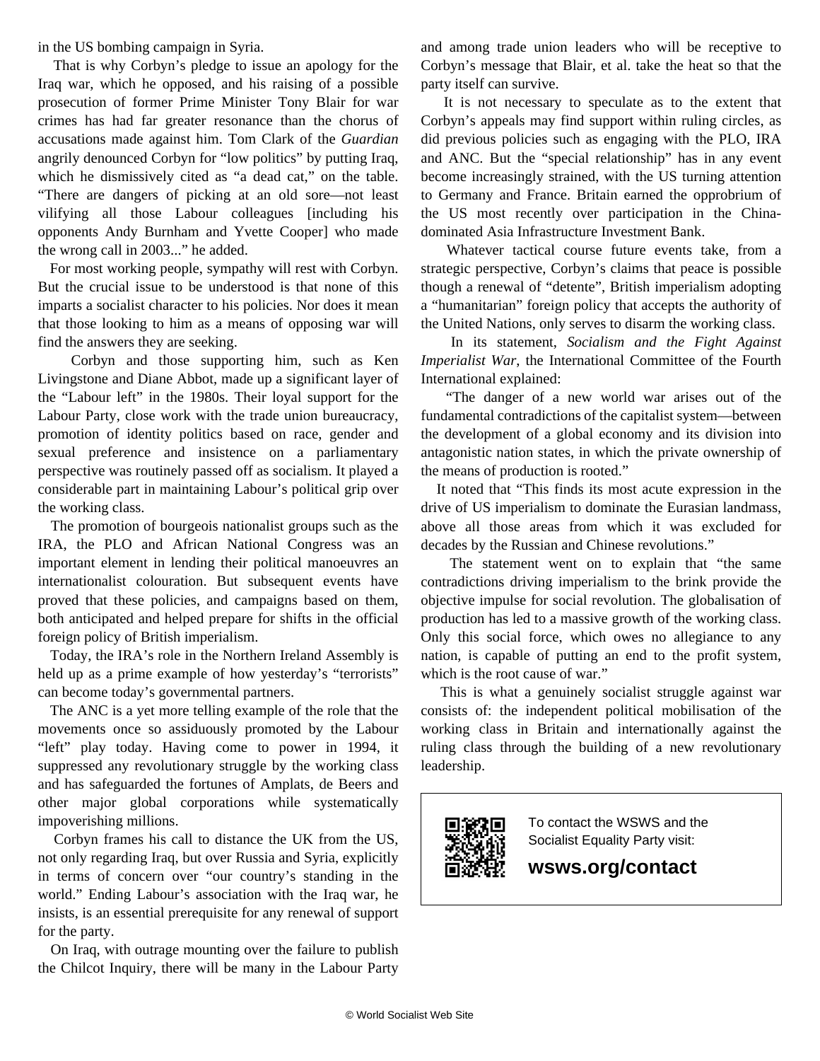in the US bombing campaign in Syria.

That is why Corbyn's pledge to issue an apology for the Iraq war, which he opposed, and his raising of a possible prosecution of former Prime Minister Tony Blair for war crimes has had far greater resonance than the chorus of accusations made against him. Tom Clark of the *Guardian* angrily denounced Corbyn for "low politics" by putting Iraq, which he dismissively cited as "a dead cat," on the table. "There are dangers of picking at an old sore—not least vilifying all those Labour colleagues [including his opponents Andy Burnham and Yvette Cooper] who made the wrong call in 2003..." he added.

For most working people, sympathy will rest with Corbyn. But the crucial issue to be understood is that none of this imparts a socialist character to his policies. Nor does it mean that those looking to him as a means of opposing war will find the answers they are seeking.

Corbyn and those supporting him, such as Ken Livingstone and Diane Abbot, made up a significant layer of the "Labour left" in the 1980s. Their loyal support for the Labour Party, close work with the trade union bureaucracy, promotion of identity politics based on race, gender and sexual preference and insistence on a parliamentary perspective was routinely passed off as socialism. It played a considerable part in maintaining Labour's political grip over the working class.

The promotion of bourgeois nationalist groups such as the IRA, the PLO and African National Congress was an important element in lending their political manoeuvres an internationalist colouration. But subsequent events have proved that these policies, and campaigns based on them, both anticipated and helped prepare for shifts in the official foreign policy of British imperialism.

Today, the IRA's role in the Northern Ireland Assembly is held up as a prime example of how yesterday's "terrorists" can become today's governmental partners.

The ANC is a yet more telling example of the role that the movements once so assiduously promoted by the Labour "left" play today. Having come to power in 1994, it suppressed any revolutionary struggle by the working class and has safeguarded the fortunes of Amplats, de Beers and other major global corporations while systematically impoverishing millions.

Corbyn frames his call to distance the UK from the US, not only regarding Iraq, but over Russia and Syria, explicitly in terms of concern over "our country's standing in the world." Ending Labour's association with the Iraq war, he insists, is an essential prerequisite for any renewal of support for the party.

On Iraq, with outrage mounting over the failure to publish the Chilcot Inquiry, there will be many in the Labour Party and among trade union leaders who will be receptive to Corbyn's message that Blair, et al. take the heat so that the party itself can survive.

It is not necessary to speculate as to the extent that Corbyn's appeals may find support within ruling circles, as did previous policies such as engaging with the PLO, IRA and ANC. But the "special relationship" has in any event become increasingly strained, with the US turning attention to Germany and France. Britain earned the opprobrium of the US most recently over participation in the China-dominated Asia Infrastructure Investment Bank.

Whatever tactical course future events take, from a strategic perspective, Corbyn's claims that peace is possible though a renewal of "detente", British imperialism adopting a "humanitarian" foreign policy that accepts the authority of the United Nations, only serves to disarm the working class.

In its statement, *Socialism and the Fight Against Imperialist War*, the International Committee of the Fourth International explained:

"The danger of a new world war arises out of the fundamental contradictions of the capitalist system—between the development of a global economy and its division into antagonistic nation states, in which the private ownership of the means of production is rooted."

It noted that "This finds its most acute expression in the drive of US imperialism to dominate the Eurasian landmass, above all those areas from which it was excluded for decades by the Russian and Chinese revolutions."

The statement went on to explain that "the same contradictions driving imperialism to the brink provide the objective impulse for social revolution. The globalisation of production has led to a massive growth of the working class. Only this social force, which owes no allegiance to any nation, is capable of putting an end to the profit system, which is the root cause of war."

This is what a genuinely socialist struggle against war consists of: the independent political mobilisation of the working class in Britain and internationally against the ruling class through the building of a new revolutionary leadership.

To contact the WSWS and the Socialist Equality Party visit:

**wsws.org/contact**